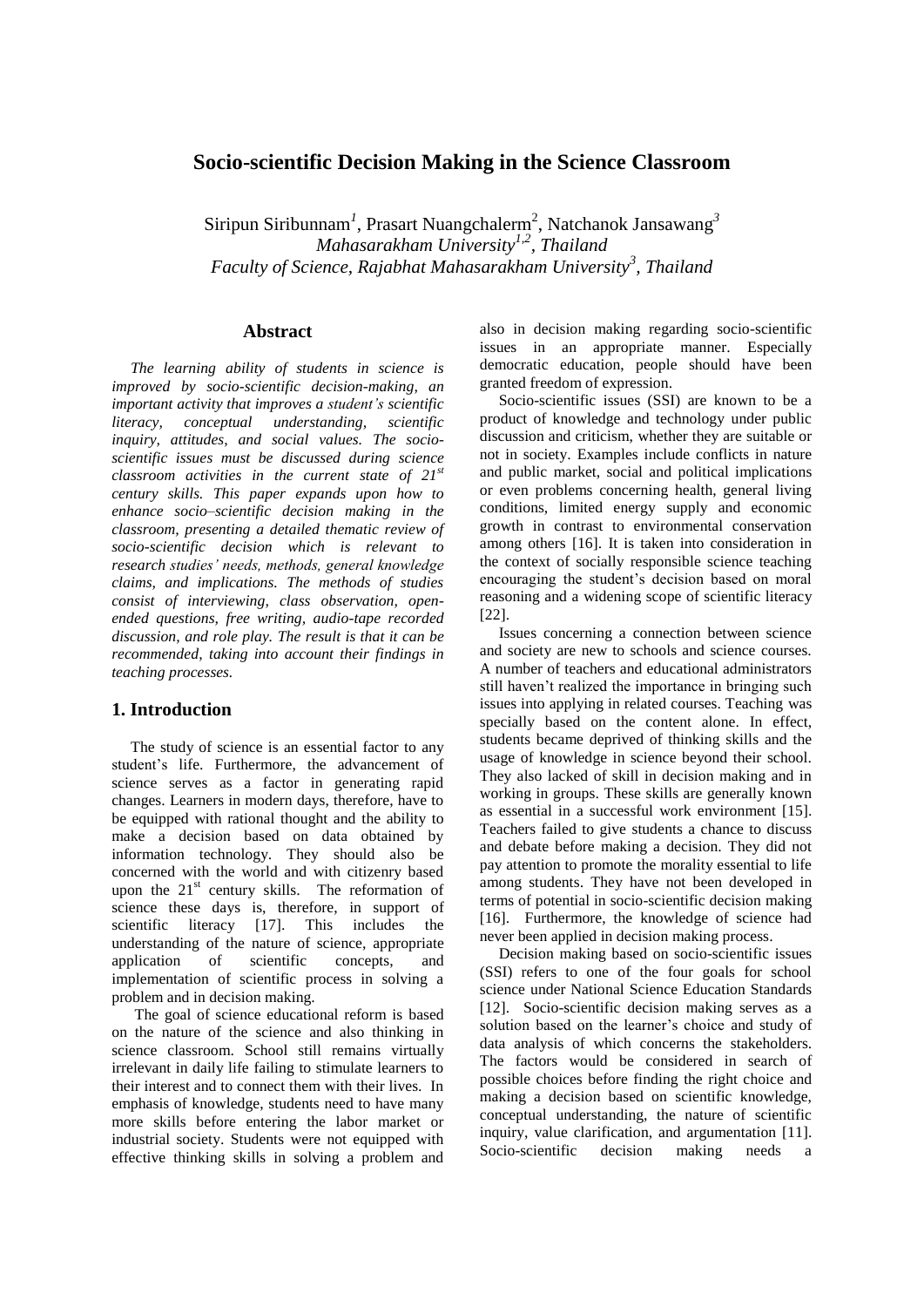# Socio-scientific Decision Making in the Science Classroom

Siripun Siribunnam[1], Prasart Nuangchalerm[2], Natchanok Jansawang[3]

*Mahasarakham University[1,2], Thailand*

*Faculty of Science, Rajabhat Mahasarakham University[3], Thailand*

## Abstract

*The learning ability of students in science is improved by socio-scientific decision-making, an important activity that improves a student's scientific literacy, conceptual understanding, scientific inquiry, attitudes, and social values. The socio-scientific issues must be discussed during science classroom activities in the current state of 21st century skills. This paper expands upon how to enhance socio–scientific decision making in the classroom, presenting a detailed thematic review of socio-scientific decision which is relevant to research studies' needs, methods, general knowledge claims, and implications. The methods of studies consist of interviewing, class observation, open-ended questions, free writing, audio-tape recorded discussion, and role play. The result is that it can be recommended, taking into account their findings in teaching processes.*

## 1. Introduction

The study of science is an essential factor to any student's life. Furthermore, the advancement of science serves as a factor in generating rapid changes. Learners in modern days, therefore, have to be equipped with rational thought and the ability to make a decision based on data obtained by information technology. They should also be concerned with the world and with citizenry based upon the 21st century skills. The reformation of science these days is, therefore, in support of scientific literacy [17]. This includes the understanding of the nature of science, appropriate application of scientific concepts, and implementation of scientific process in solving a problem and in decision making.

The goal of science educational reform is based on the nature of the science and also thinking in science classroom. School still remains virtually irrelevant in daily life failing to stimulate learners to their interest and to connect them with their lives. In emphasis of knowledge, students need to have many more skills before entering the labor market or industrial society. Students were not equipped with effective thinking skills in solving a problem and also in decision making regarding socio-scientific issues in an appropriate manner. Especially democratic education, people should have been granted freedom of expression.

Socio-scientific issues (SSI) are known to be a product of knowledge and technology under public discussion and criticism, whether they are suitable or not in society. Examples include conflicts in nature and public market, social and political implications or even problems concerning health, general living conditions, limited energy supply and economic growth in contrast to environmental conservation among others [16]. It is taken into consideration in the context of socially responsible science teaching encouraging the student's decision based on moral reasoning and a widening scope of scientific literacy [22].

Issues concerning a connection between science and society are new to schools and science courses. A number of teachers and educational administrators still haven't realized the importance in bringing such issues into applying in related courses. Teaching was specially based on the content alone. In effect, students became deprived of thinking skills and the usage of knowledge in science beyond their school. They also lacked of skill in decision making and in working in groups. These skills are generally known as essential in a successful work environment [15]. Teachers failed to give students a chance to discuss and debate before making a decision. They did not pay attention to promote the morality essential to life among students. They have not been developed in terms of potential in socio-scientific decision making [16]. Furthermore, the knowledge of science had never been applied in decision making process.

Decision making based on socio-scientific issues (SSI) refers to one of the four goals for school science under National Science Education Standards [12]. Socio-scientific decision making serves as a solution based on the learner's choice and study of data analysis of which concerns the stakeholders. The factors would be considered in search of possible choices before finding the right choice and making a decision based on scientific knowledge, conceptual understanding, the nature of scientific inquiry, value clarification, and argumentation [11]. Socio-scientific decision making needs a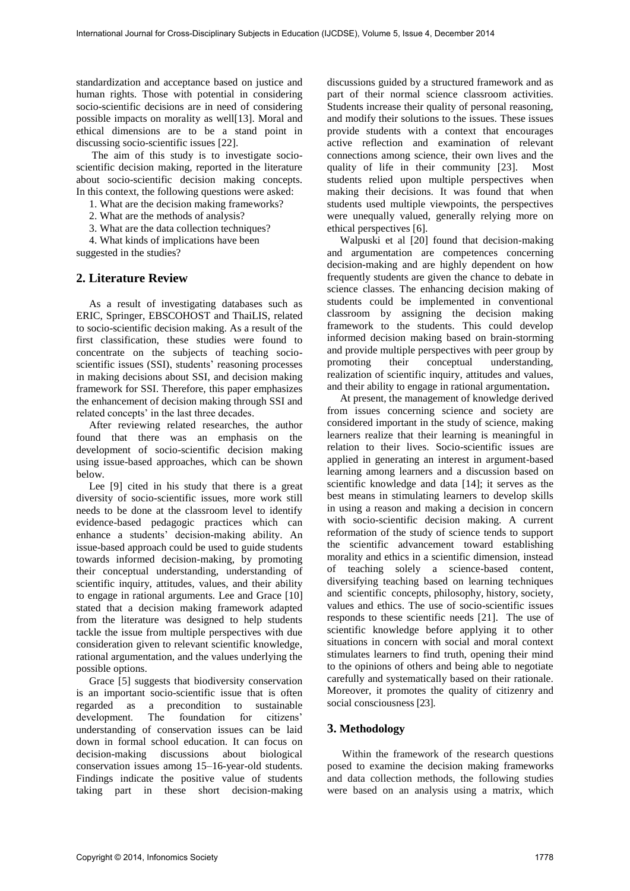standardization and acceptance based on justice and human rights. Those with potential in considering socio-scientific decisions are in need of considering possible impacts on morality as well[13]. Moral and ethical dimensions are to be a stand point in discussing socio-scientific issues [22].

The aim of this study is to investigate socio-scientific decision making, reported in the literature about socio-scientific decision making concepts. In this context, the following questions were asked:

1. What are the decision making frameworks?
2. What are the methods of analysis?
3. What are the data collection techniques?
4. What kinds of implications have been suggested in the studies?

## 2. Literature Review

As a result of investigating databases such as ERIC, Springer, EBSCOHOST and ThaiLIS, related to socio-scientific decision making. As a result of the first classification, these studies were found to concentrate on the subjects of teaching socio-scientific issues (SSI), students' reasoning processes in making decisions about SSI, and decision making framework for SSI. Therefore, this paper emphasizes the enhancement of decision making through SSI and related concepts' in the last three decades.

After reviewing related researches, the author found that there was an emphasis on the development of socio-scientific decision making using issue-based approaches, which can be shown below.

Lee [9] cited in his study that there is a great diversity of socio-scientific issues, more work still needs to be done at the classroom level to identify evidence-based pedagogic practices which can enhance a students' decision-making ability. An issue-based approach could be used to guide students towards informed decision-making, by promoting their conceptual understanding, understanding of scientific inquiry, attitudes, values, and their ability to engage in rational arguments. Lee and Grace [10] stated that a decision making framework adapted from the literature was designed to help students tackle the issue from multiple perspectives with due consideration given to relevant scientific knowledge, rational argumentation, and the values underlying the possible options.

Grace [5] suggests that biodiversity conservation is an important socio-scientific issue that is often regarded as a precondition to sustainable development. The foundation for citizens' understanding of conservation issues can be laid down in formal school education. It can focus on decision-making discussions about biological conservation issues among 15–16-year-old students. Findings indicate the positive value of students taking part in these short decision-making discussions guided by a structured framework and as part of their normal science classroom activities. Students increase their quality of personal reasoning, and modify their solutions to the issues. These issues provide students with a context that encourages active reflection and examination of relevant connections among science, their own lives and the quality of life in their community [23]. Most students relied upon multiple perspectives when making their decisions. It was found that when students used multiple viewpoints, the perspectives were unequally valued, generally relying more on ethical perspectives [6].

Walpuski et al [20] found that decision-making and argumentation are competences concerning decision-making and are highly dependent on how frequently students are given the chance to debate in science classes. The enhancing decision making of students could be implemented in conventional classroom by assigning the decision making framework to the students. This could develop informed decision making based on brain-storming and provide multiple perspectives with peer group by promoting their conceptual understanding, realization of scientific inquiry, attitudes and values, and their ability to engage in rational argumentation**.**

At present, the management of knowledge derived from issues concerning science and society are considered important in the study of science, making learners realize that their learning is meaningful in relation to their lives. Socio-scientific issues are applied in generating an interest in argument-based learning among learners and a discussion based on scientific knowledge and data [14]; it serves as the best means in stimulating learners to develop skills in using a reason and making a decision in concern with socio-scientific decision making. A current reformation of the study of science tends to support the scientific advancement toward establishing morality and ethics in a scientific dimension, instead of teaching solely a science-based content, diversifying teaching based on learning techniques and scientific concepts, philosophy, history, society, values and ethics. The use of socio-scientific issues responds to these scientific needs [21]. The use of scientific knowledge before applying it to other situations in concern with social and moral context stimulates learners to find truth, opening their mind to the opinions of others and being able to negotiate carefully and systematically based on their rationale. Moreover, it promotes the quality of citizenry and social consciousness [23].

## 3. Methodology

Within the framework of the research questions posed to examine the decision making frameworks and data collection methods, the following studies were based on an analysis using a matrix, which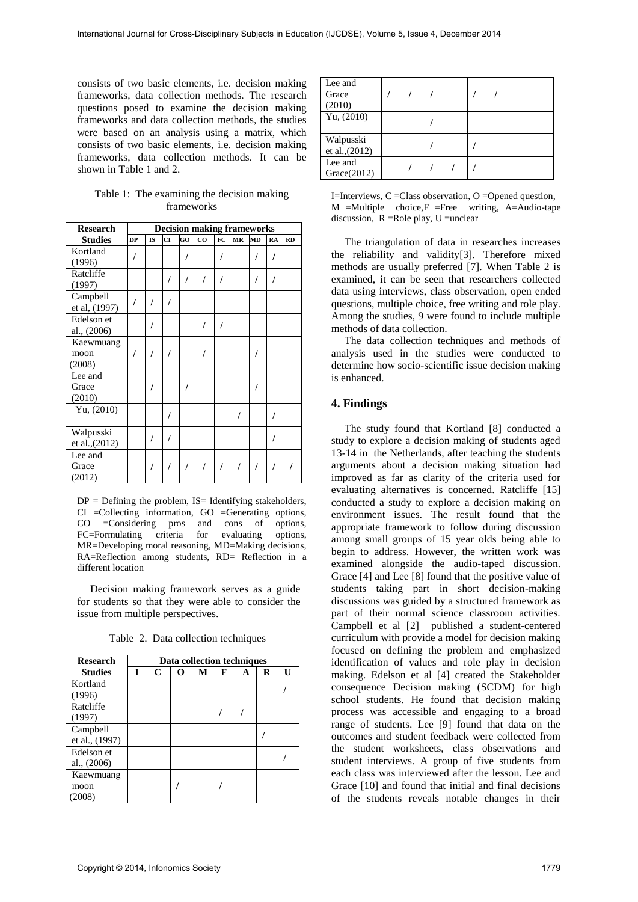consists of two basic elements, i.e. decision making frameworks, data collection methods. The research questions posed to examine the decision making frameworks and data collection methods, the studies were based on an analysis using a matrix, which consists of two basic elements, i.e. decision making frameworks, data collection methods. It can be shown in Table 1 and 2.

Table 1: The examining the decision making frameworks

| Research Studies | Decision making frameworks | | | | | | | | | |
|---|---|---|---|---|---|---|---|---|---|---|
| | DP | IS | CI | GO | CO | FC | MR | MD | RA | RD |
| Kortland (1996) | / | | | / | | / | | / | / | |
| Ratcliffe (1997) | | | / | / | / | / | | / | / | |
| Campbell et al, (1997) | / | / | / | | | | | | | |
| Edelson et al., (2006) | | / | | | / | / | | | | |
| Kaewmuang moon (2008) | / | / | / | | / | | | / | | |
| Lee and Grace (2010) | | / | | / | | | | / | | |
| Yu, (2010) | | | / | | | | / | | / | |
| Walpusski et al.,(2012) | | / | / | | | | | | / | |
| Lee and Grace (2012) | | / | / | / | / | / | / | / | / | / |

DP = Defining the problem, IS= Identifying stakeholders, CI =Collecting information, GO =Generating options, CO =Considering pros and cons of options, FC=Formulating criteria for evaluating options, MR=Developing moral reasoning, MD=Making decisions, RA=Reflection among students, RD= Reflection in a different location

Decision making framework serves as a guide for students so that they were able to consider the issue from multiple perspectives.

Table 2. Data collection techniques

| Research Studies | Data collection techniques | | | | | | | |
|---|---|---|---|---|---|---|---|---|
| | I | C | O | M | F | A | R | U |
| Kortland (1996) | | | | | | | | / |
| Ratcliffe (1997) | | | | | / | / | | |
| Campbell et al., (1997) | | | | | | | / | |
| Edelson et al., (2006) | | | | | | | | / |
| Kaewmuang moon (2008) | | | / | | / | | | |
| Lee and Grace (2010) | / | / | / | | / | / | | |
| Yu, (2010) | | | / | | | | | |
| Walpusski et al.,(2012) | | | / | | / | | | |
| Lee and Grace(2012) | | / | / | / | / | | | |

I=Interviews, C =Class observation, O =Opened question, M =Multiple choice,F =Free writing, A=Audio-tape discussion, R =Role play, U =unclear

The triangulation of data in researches increases the reliability and validity[3]. Therefore mixed methods are usually preferred [7]. When Table 2 is examined, it can be seen that researchers collected data using interviews, class observation, open ended questions, multiple choice, free writing and role play. Among the studies, 9 were found to include multiple methods of data collection.

The data collection techniques and methods of analysis used in the studies were conducted to determine how socio-scientific issue decision making is enhanced.

## 4. Findings

The study found that Kortland [8] conducted a study to explore a decision making of students aged 13-14 in the Netherlands, after teaching the students arguments about a decision making situation had improved as far as clarity of the criteria used for evaluating alternatives is concerned. Ratcliffe [15] conducted a study to explore a decision making on environment issues. The result found that the appropriate framework to follow during discussion among small groups of 15 year olds being able to begin to address. However, the written work was examined alongside the audio-taped discussion. Grace [4] and Lee [8] found that the positive value of students taking part in short decision-making discussions was guided by a structured framework as part of their normal science classroom activities. Campbell et al [2] published a student-centered curriculum with provide a model for decision making focused on defining the problem and emphasized identification of values and role play in decision making. Edelson et al [4] created the Stakeholder consequence Decision making (SCDM) for high school students. He found that decision making process was accessible and engaging to a broad range of students. Lee [9] found that data on the outcomes and student feedback were collected from the student worksheets, class observations and student interviews. A group of five students from each class was interviewed after the lesson. Lee and Grace [10] and found that initial and final decisions of the students reveals notable changes in their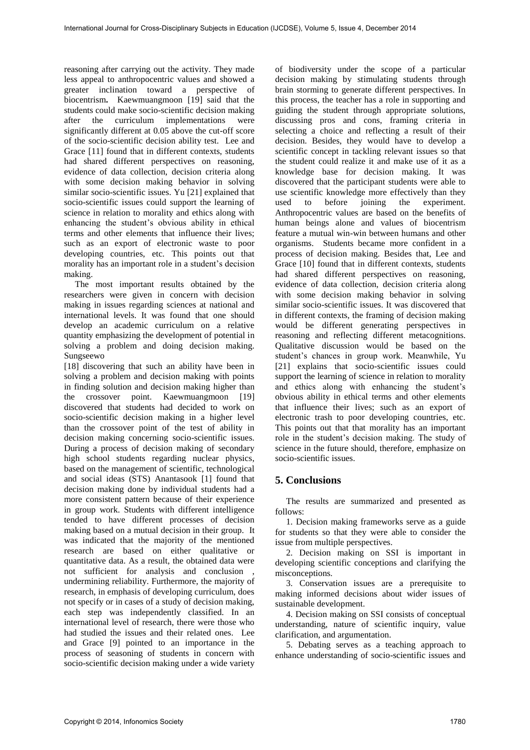reasoning after carrying out the activity. They made less appeal to anthropocentric values and showed a greater inclination toward a perspective of biocentrism**.** Kaewmuangmoon [19] said that the students could make socio-scientific decision making after the curriculum implementations were significantly different at 0.05 above the cut-off score of the socio-scientific decision ability test. Lee and Grace [11] found that in different contexts, students had shared different perspectives on reasoning, evidence of data collection, decision criteria along with some decision making behavior in solving similar socio-scientific issues. Yu [21] explained that socio-scientific issues could support the learning of science in relation to morality and ethics along with enhancing the student's obvious ability in ethical terms and other elements that influence their lives; such as an export of electronic waste to poor developing countries, etc. This points out that morality has an important role in a student's decision making.

The most important results obtained by the researchers were given in concern with decision making in issues regarding sciences at national and international levels. It was found that one should develop an academic curriculum on a relative quantity emphasizing the development of potential in solving a problem and doing decision making. Sungseewo [18] discovering that such an ability have been in solving a problem and decision making with points in finding solution and decision making higher than the crossover point. Kaewmuangmoon [19] discovered that students had decided to work on socio-scientific decision making in a higher level than the crossover point of the test of ability in decision making concerning socio-scientific issues. During a process of decision making of secondary high school students regarding nuclear physics, based on the management of scientific, technological and social ideas (STS) Anantasook [1] found that decision making done by individual students had a more consistent pattern because of their experience in group work. Students with different intelligence tended to have different processes of decision making based on a mutual decision in their group. It was indicated that the majority of the mentioned research are based on either qualitative or quantitative data. As a result, the obtained data were not sufficient for analysis and conclusion , undermining reliability. Furthermore, the majority of research, in emphasis of developing curriculum, does not specify or in cases of a study of decision making, each step was independently classified. In an international level of research, there were those who had studied the issues and their related ones. Lee and Grace [9] pointed to an importance in the process of seasoning of students in concern with socio-scientific decision making under a wide variety of biodiversity under the scope of a particular decision making by stimulating students through brain storming to generate different perspectives. In this process, the teacher has a role in supporting and guiding the student through appropriate solutions, discussing pros and cons, framing criteria in selecting a choice and reflecting a result of their decision. Besides, they would have to develop a scientific concept in tackling relevant issues so that the student could realize it and make use of it as a knowledge base for decision making. It was discovered that the participant students were able to use scientific knowledge more effectively than they used to before joining the experiment. Anthropocentric values are based on the benefits of human beings alone and values of biocentrism feature a mutual win-win between humans and other organisms. Students became more confident in a process of decision making. Besides that, Lee and Grace [10] found that in different contexts, students had shared different perspectives on reasoning, evidence of data collection, decision criteria along with some decision making behavior in solving similar socio-scientific issues. It was discovered that in different contexts, the framing of decision making would be different generating perspectives in reasoning and reflecting different metacognitions. Qualitative discussion would be based on the student's chances in group work. Meanwhile, Yu [21] explains that socio-scientific issues could support the learning of science in relation to morality and ethics along with enhancing the student's obvious ability in ethical terms and other elements that influence their lives; such as an export of electronic trash to poor developing countries, etc. This points out that that morality has an important role in the student's decision making. The study of science in the future should, therefore, emphasize on socio-scientific issues.

## 5. Conclusions

The results are summarized and presented as follows:

1. Decision making frameworks serve as a guide for students so that they were able to consider the issue from multiple perspectives.

2. Decision making on SSI is important in developing scientific conceptions and clarifying the misconceptions.

3. Conservation issues are a prerequisite to making informed decisions about wider issues of sustainable development.

4. Decision making on SSI consists of conceptual understanding, nature of scientific inquiry, value clarification, and argumentation.

5. Debating serves as a teaching approach to enhance understanding of socio-scientific issues and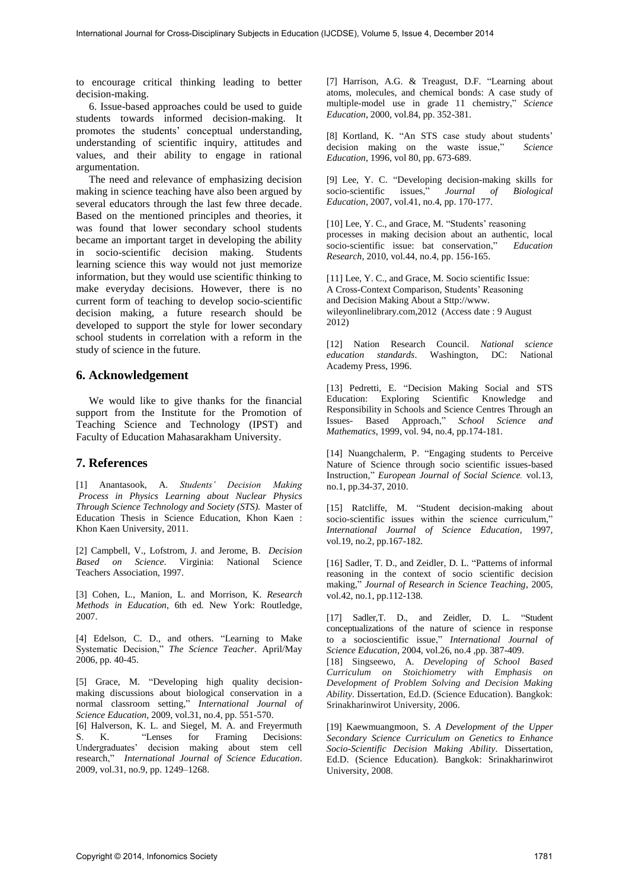to encourage critical thinking leading to better decision-making.

6. Issue-based approaches could be used to guide students towards informed decision-making. It promotes the students' conceptual understanding, understanding of scientific inquiry, attitudes and values, and their ability to engage in rational argumentation.

The need and relevance of emphasizing decision making in science teaching have also been argued by several educators through the last few three decade. Based on the mentioned principles and theories, it was found that lower secondary school students became an important target in developing the ability in socio-scientific decision making. Students learning science this way would not just memorize information, but they would use scientific thinking to make everyday decisions. However, there is no current form of teaching to develop socio-scientific decision making, a future research should be developed to support the style for lower secondary school students in correlation with a reform in the study of science in the future.

## 6. Acknowledgement

We would like to give thanks for the financial support from the Institute for the Promotion of Teaching Science and Technology (IPST) and Faculty of Education Mahasarakham University.

## 7. References

[1] Anantasook, A. *Students' Decision Making Process in Physics Learning about Nuclear Physics Through Science Technology and Society (STS).* Master of Education Thesis in Science Education, Khon Kaen : Khon Kaen University, 2011.

[2] Campbell, V., Lofstrom, J. and Jerome, B. *Decision Based on Science*. Virginia: National Science Teachers Association, 1997.

[3] Cohen, L., Manion, L. and Morrison, K. *Research Methods in Education*, 6th ed. New York: Routledge, 2007.

[4] Edelson, C. D., and others. "Learning to Make Systematic Decision," *The Science Teacher*. April/May 2006, pp. 40-45.

[5] Grace, M. "Developing high quality decision-making discussions about biological conservation in a normal classroom setting," *International Journal of Science Education*, 2009, vol.31, no.4, pp. 551-570.

[6] Halverson, K. L. and Siegel, M. A. and Freyermuth S. K. "Lenses for Framing Decisions: Undergraduates' decision making about stem cell research," *International Journal of Science Education*. 2009, vol.31, no.9, pp. 1249–1268.

[7] Harrison, A.G. & Treagust, D.F. "Learning about atoms, molecules, and chemical bonds: A case study of multiple-model use in grade 11 chemistry," *Science Education*, 2000, vol.84, pp. 352-381.

[8] Kortland, K. "An STS case study about students' decision making on the waste issue," *Science Education*, 1996, vol 80, pp. 673-689.

[9] Lee, Y. C. "Developing decision-making skills for socio-scientific issues," *Journal of Biological Education*, 2007, vol.41, no.4, pp. 170-177.

[10] Lee, Y. C., and Grace, M. "Students' reasoning processes in making decision about an authentic, local socio-scientific issue: bat conservation," *Education Research*, 2010, vol.44, no.4, pp. 156-165.

[11] Lee, Y. C., and Grace, M. Socio scientific Issue: A Cross-Context Comparison, Students' Reasoning and Decision Making About a Sttp://www. wileyonlinelibrary.com,2012 (Access date : 9 August 2012)

[12] Nation Research Council. *National science education standards*. Washington, DC: National Academy Press, 1996.

[13] Pedretti, E. "Decision Making Social and STS Education: Exploring Scientific Knowledge and Responsibility in Schools and Science Centres Through an Issues- Based Approach," *School Science and Mathematics*, 1999, vol. 94, no.4, pp.174-181.

[14] Nuangchalerm, P. "Engaging students to Perceive Nature of Science through socio scientific issues-based Instruction," *European Journal of Social Science.* vol.13, no.1, pp.34-37, 2010.

[15] Ratcliffe, M. "Student decision-making about socio-scientific issues within the science curriculum," *International Journal of Science Education*, 1997, vol.19, no.2, pp.167-182.

[16] Sadler, T. D., and Zeidler, D. L. "Patterns of informal reasoning in the context of socio scientific decision making," *Journal of Research in Science Teaching*, 2005, vol.42, no.1, pp.112-138.

[17] Sadler,T. D., and Zeidler, D. L. "Student conceptualizations of the nature of science in response to a socioscientific issue," *International Journal of Science Education*, 2004, vol.26, no.4 ,pp. 387-409.

[18] Singseewo, A. *Developing of School Based Curriculum on Stoichiometry with Emphasis on Development of Problem Solving and Decision Making Ability*. Dissertation, Ed.D. (Science Education). Bangkok: Srinakharinwirot University, 2006.

[19] Kaewmuangmoon, S. *A Development of the Upper Secondary Science Curriculum on Genetics to Enhance Socio-Scientific Decision Making Ability*. Dissertation, Ed.D. (Science Education). Bangkok: Srinakharinwirot University, 2008.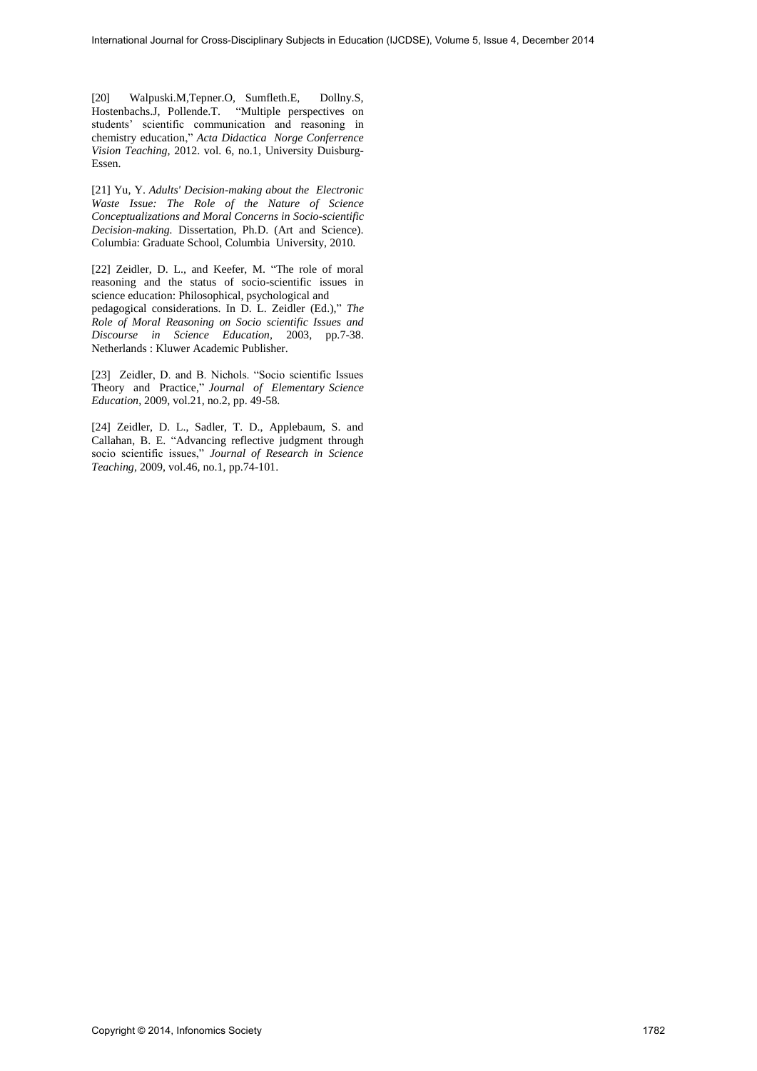[20] Walpuski.M,Tepner.O, Sumfleth.E, Dollny.S, Hostenbachs.J, Pollende.T. "Multiple perspectives on students' scientific communication and reasoning in chemistry education," *Acta Didactica Norge Conferrence Vision Teaching*, 2012. vol. 6, no.1, University Duisburg-Essen.

[21] Yu, Y. *Adults' Decision-making about the Electronic Waste Issue: The Role of the Nature of Science Conceptualizations and Moral Concerns in Socio-scientific Decision-making.* Dissertation, Ph.D. (Art and Science). Columbia: Graduate School, Columbia University, 2010.

[22] Zeidler, D. L., and Keefer, M. "The role of moral reasoning and the status of socio-scientific issues in science education: Philosophical, psychological and pedagogical considerations. In D. L. Zeidler (Ed.)," *The Role of Moral Reasoning on Socio scientific Issues and Discourse in Science Education*, 2003, pp.7-38. Netherlands : Kluwer Academic Publisher.

[23] Zeidler, D. and B. Nichols. "Socio scientific Issues Theory and Practice," *Journal of Elementary Science Education*, 2009, vol.21, no.2, pp. 49-58.

[24] Zeidler, D. L., Sadler, T. D., Applebaum, S. and Callahan, B. E. "Advancing reflective judgment through socio scientific issues," *Journal of Research in Science Teaching*, 2009, vol.46, no.1, pp.74-101.